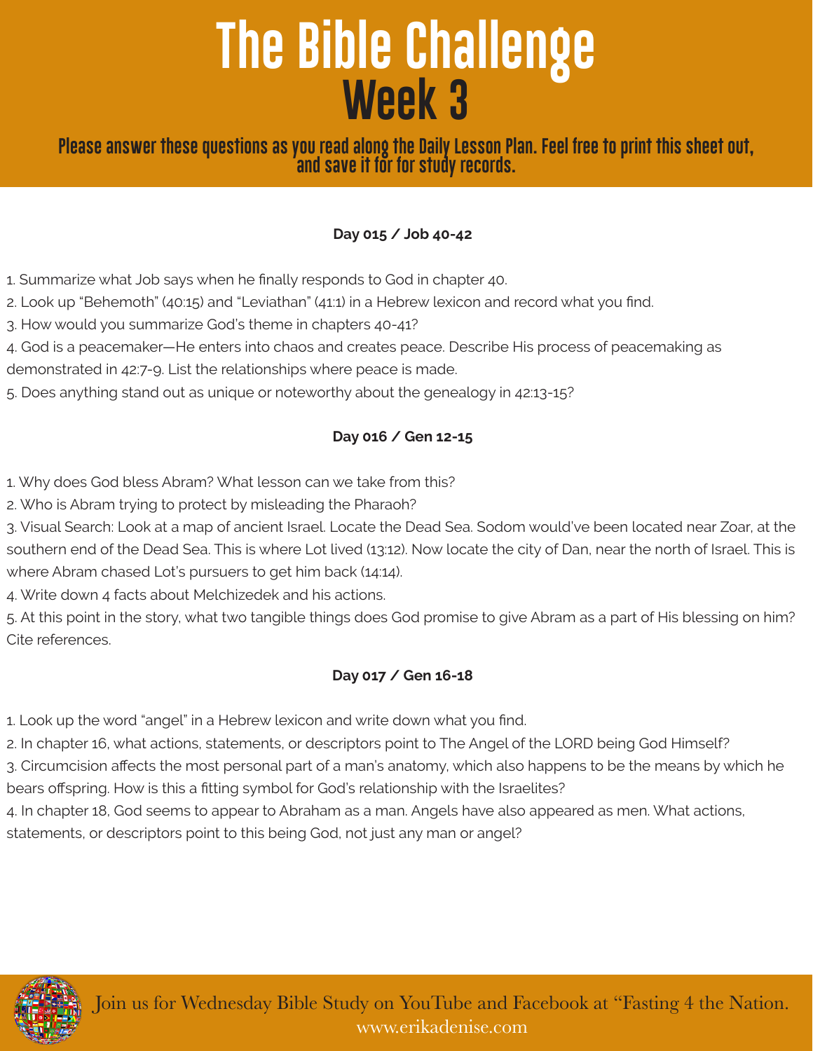# The Bible Challenge
# Week 3

**Please answer these questions as you read along the Daily Lesson Plan. Feel free to print this sheet out, and save it for for study records.**

### Day 015 / Job 40-42

1. Summarize what Job says when he finally responds to God in chapter 40.
2. Look up "Behemoth" (40:15) and "Leviathan" (41:1) in a Hebrew lexicon and record what you find.
3. How would you summarize God's theme in chapters 40-41?
4. God is a peacemaker—He enters into chaos and creates peace. Describe His process of peacemaking as demonstrated in 42:7-9. List the relationships where peace is made.
5. Does anything stand out as unique or noteworthy about the genealogy in 42:13-15?

### Day 016 / Gen 12-15

1. Why does God bless Abram? What lesson can we take from this?
2. Who is Abram trying to protect by misleading the Pharaoh?
3. Visual Search: Look at a map of ancient Israel. Locate the Dead Sea. Sodom would've been located near Zoar, at the southern end of the Dead Sea. This is where Lot lived (13:12). Now locate the city of Dan, near the north of Israel. This is where Abram chased Lot's pursuers to get him back (14:14).
4. Write down 4 facts about Melchizedek and his actions.
5. At this point in the story, what two tangible things does God promise to give Abram as a part of His blessing on him? Cite references.

### Day 017 / Gen 16-18

1. Look up the word "angel" in a Hebrew lexicon and write down what you find.
2. In chapter 16, what actions, statements, or descriptors point to The Angel of the LORD being God Himself?
3. Circumcision affects the most personal part of a man's anatomy, which also happens to be the means by which he bears offspring. How is this a fitting symbol for God's relationship with the Israelites?
4. In chapter 18, God seems to appear to Abraham as a man. Angels have also appeared as men. What actions, statements, or descriptors point to this being God, not just any man or angel?

Join us for Wednesday Bible Study on YouTube and Facebook at "Fasting 4 the Nation.
www.erikadenise.com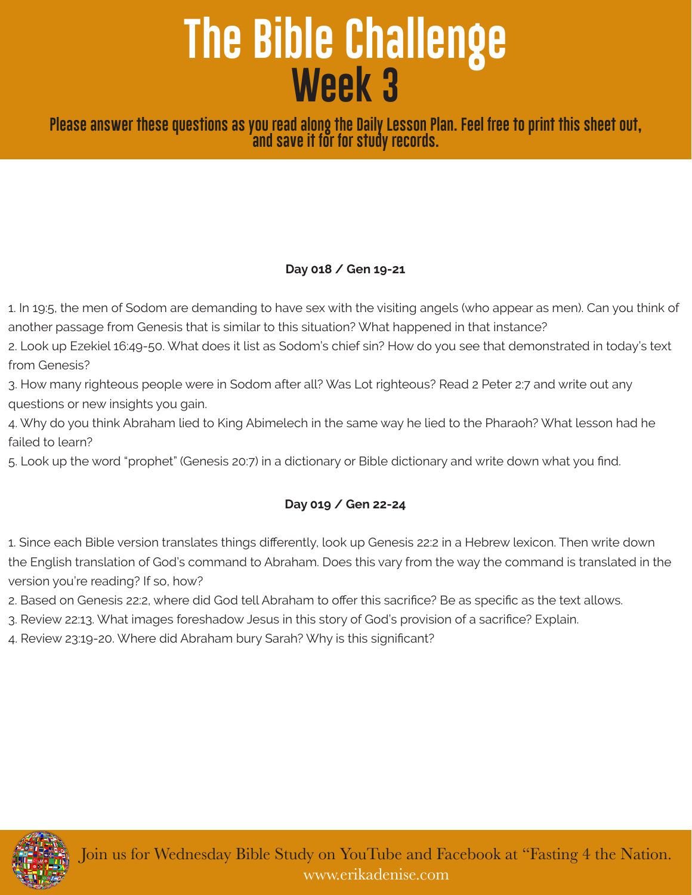# The Bible Challenge
## Week 3

**Please answer these questions as you read along the Daily Lesson Plan. Feel free to print this sheet out, and save it for for study records.**

**Day 018 / Gen 19-21**

1. In 19:5, the men of Sodom are demanding to have sex with the visiting angels (who appear as men). Can you think of another passage from Genesis that is similar to this situation? What happened in that instance?
2. Look up Ezekiel 16:49-50. What does it list as Sodom's chief sin? How do you see that demonstrated in today's text from Genesis?
3. How many righteous people were in Sodom after all? Was Lot righteous? Read 2 Peter 2:7 and write out any questions or new insights you gain.
4. Why do you think Abraham lied to King Abimelech in the same way he lied to the Pharaoh? What lesson had he failed to learn?
5. Look up the word "prophet" (Genesis 20:7) in a dictionary or Bible dictionary and write down what you find.

**Day 019 / Gen 22-24**

1. Since each Bible version translates things differently, look up Genesis 22:2 in a Hebrew lexicon. Then write down the English translation of God's command to Abraham. Does this vary from the way the command is translated in the version you're reading? If so, how?
2. Based on Genesis 22:2, where did God tell Abraham to offer this sacrifice? Be as specific as the text allows.
3. Review 22:13. What images foreshadow Jesus in this story of God's provision of a sacrifice? Explain.
4. Review 23:19-20. Where did Abraham bury Sarah? Why is this significant?

Join us for Wednesday Bible Study on YouTube and Facebook at "Fasting 4 the Nation.
www.erikadenise.com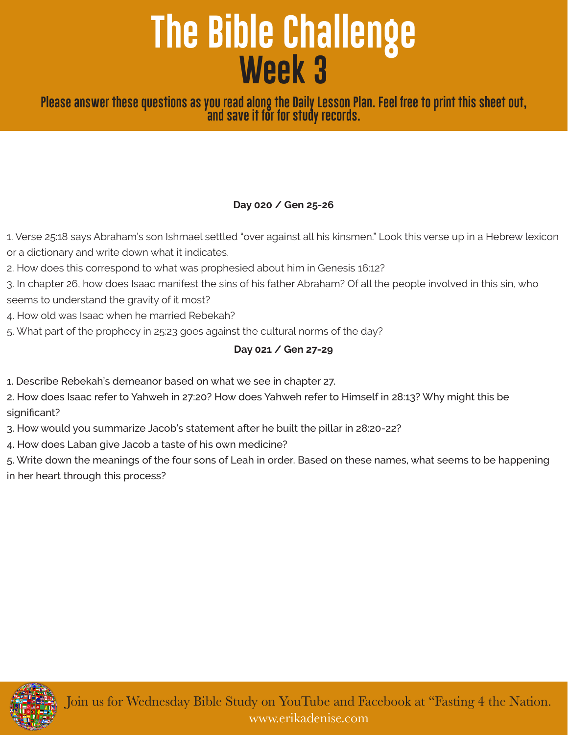# The Bible Challenge
## Week 3

**Please answer these questions as you read along the Daily Lesson Plan. Feel free to print this sheet out, and save it for for study records.**

**Day 020 / Gen 25-26**

1. Verse 25:18 says Abraham's son Ishmael settled "over against all his kinsmen." Look this verse up in a Hebrew lexicon or a dictionary and write down what it indicates.
2. How does this correspond to what was prophesied about him in Genesis 16:12?
3. In chapter 26, how does Isaac manifest the sins of his father Abraham? Of all the people involved in this sin, who seems to understand the gravity of it most?
4. How old was Isaac when he married Rebekah?
5. What part of the prophecy in 25:23 goes against the cultural norms of the day?

**Day 021 / Gen 27-29**

1. Describe Rebekah's demeanor based on what we see in chapter 27.
2. How does Isaac refer to Yahweh in 27:20? How does Yahweh refer to Himself in 28:13? Why might this be significant?
3. How would you summarize Jacob's statement after he built the pillar in 28:20-22?
4. How does Laban give Jacob a taste of his own medicine?
5. Write down the meanings of the four sons of Leah in order. Based on these names, what seems to be happening in her heart through this process?

Join us for Wednesday Bible Study on YouTube and Facebook at "Fasting 4 the Nation.
www.erikadenise.com